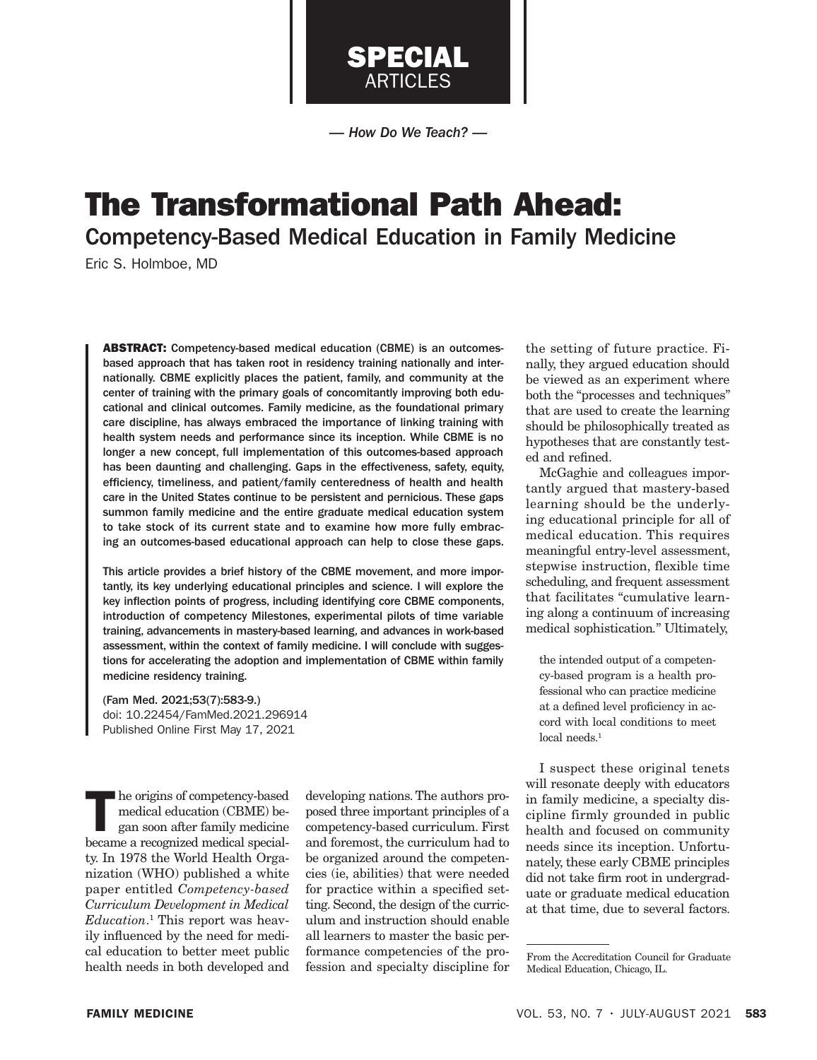SPECIAL ARTICLES

*— How Do We Teach? —*

# The Transformational Path Ahead:

## Competency-Based Medical Education in Family Medicine

Eric S. Holmboe, MD

**ABSTRACT:** Competency-based medical education (CBME) is an outcomes-based approach that has taken root in residency training nationally and internationally. CBME explicitly places the patient, family, and community at the center of training with the primary goals of concomitantly improving both educational and clinical outcomes. Family medicine, as the foundational primary care discipline, has always embraced the importance of linking training with health system needs and performance since its inception. While CBME is no longer a new concept, full implementation of this outcomes-based approach has been daunting and challenging. Gaps in the effectiveness, safety, equity, efficiency, timeliness, and patient/family centeredness of health and health care in the United States continue to be persistent and pernicious. These gaps summon family medicine and the entire graduate medical education system to take stock of its current state and to examine how more fully embracing an outcomes-based educational approach can help to close these gaps.

This article provides a brief history of the CBME movement, and more importantly, its key underlying educational principles and science. I will explore the key inflection points of progress, including identifying core CBME components, introduction of competency Milestones, experimental pilots of time variable training, advancements in mastery-based learning, and advances in work-based assessment, within the context of family medicine. I will conclude with suggestions for accelerating the adoption and implementation of CBME within family medicine residency training.

(Fam Med. 2021;53(7):583-9.)
doi: 10.22454/FamMed.2021.296914
Published Online First May 17, 2021

The origins of competency-based medical education (CBME) began soon after family medicine became a recognized medical specialty. In 1978 the World Health Organization (WHO) published a white paper entitled *Competency-based Curriculum Development in Medical Education*.[1] This report was heavily influenced by the need for medical education to better meet public health needs in both developed and developing nations. The authors proposed three important principles of a competency-based curriculum. First and foremost, the curriculum had to be organized around the competencies (ie, abilities) that were needed for practice within a specified setting. Second, the design of the curriculum and instruction should enable all learners to master the basic performance competencies of the profession and specialty discipline for the setting of future practice. Finally, they argued education should be viewed as an experiment where both the "processes and techniques" that are used to create the learning should be philosophically treated as hypotheses that are constantly tested and refined.

McGaghie and colleagues importantly argued that mastery-based learning should be the underlying educational principle for all of medical education. This requires meaningful entry-level assessment, stepwise instruction, flexible time scheduling, and frequent assessment that facilitates "cumulative learning along a continuum of increasing medical sophistication." Ultimately,

> the intended output of a competency-based program is a health professional who can practice medicine at a defined level proficiency in accord with local conditions to meet local needs.[1]

I suspect these original tenets will resonate deeply with educators in family medicine, a specialty discipline firmly grounded in public health and focused on community needs since its inception. Unfortunately, these early CBME principles did not take firm root in undergraduate or graduate medical education at that time, due to several factors.

From the Accreditation Council for Graduate Medical Education, Chicago, IL.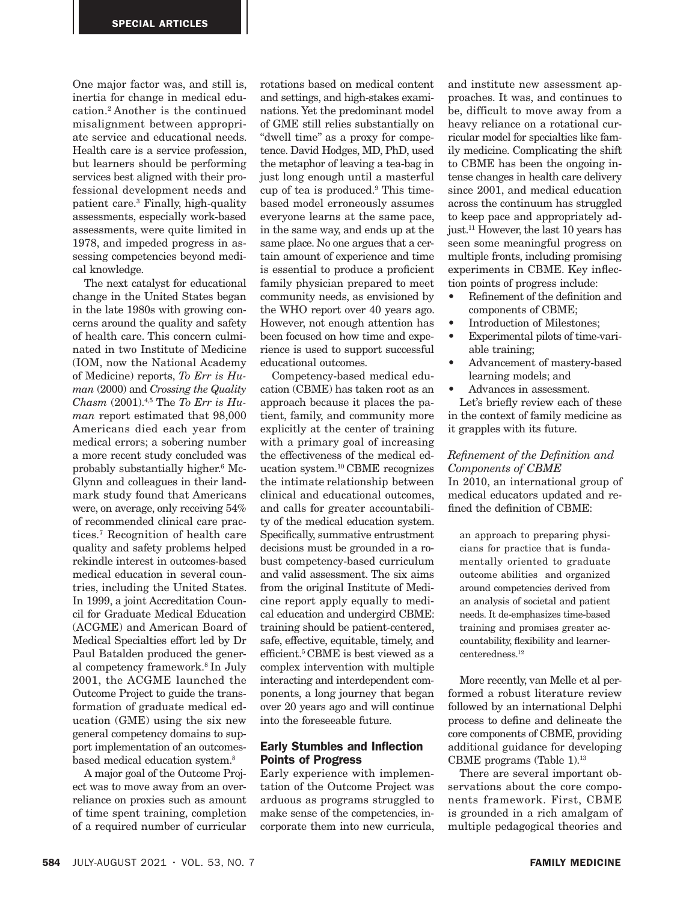One major factor was, and still is, inertia for change in medical education.[2] Another is the continued misalignment between appropriate service and educational needs. Health care is a service profession, but learners should be performing services best aligned with their professional development needs and patient care.[3] Finally, high-quality assessments, especially work-based assessments, were quite limited in 1978, and impeded progress in assessing competencies beyond medical knowledge.

The next catalyst for educational change in the United States began in the late 1980s with growing concerns around the quality and safety of health care. This concern culminated in two Institute of Medicine (IOM, now the National Academy of Medicine) reports, *To Err is Human* (2000) and *Crossing the Quality Chasm* (2001).[4,5] The *To Err is Human* report estimated that 98,000 Americans died each year from medical errors; a sobering number a more recent study concluded was probably substantially higher.[6] McGlynn and colleagues in their landmark study found that Americans were, on average, only receiving 54% of recommended clinical care practices.[7] Recognition of health care quality and safety problems helped rekindle interest in outcomes-based medical education in several countries, including the United States. In 1999, a joint Accreditation Council for Graduate Medical Education (ACGME) and American Board of Medical Specialties effort led by Dr Paul Batalden produced the general competency framework.[8] In July 2001, the ACGME launched the Outcome Project to guide the transformation of graduate medical education (GME) using the six new general competency domains to support implementation of an outcomes-based medical education system.[8]

A major goal of the Outcome Project was to move away from an overreliance on proxies such as amount of time spent training, completion of a required number of curricular rotations based on medical content and settings, and high-stakes examinations. Yet the predominant model of GME still relies substantially on "dwell time" as a proxy for competence. David Hodges, MD, PhD, used the metaphor of leaving a tea-bag in just long enough until a masterful cup of tea is produced.[9] This time-based model erroneously assumes everyone learns at the same pace, in the same way, and ends up at the same place. No one argues that a certain amount of experience and time is essential to produce a proficient family physician prepared to meet community needs, as envisioned by the WHO report over 40 years ago. However, not enough attention has been focused on how time and experience is used to support successful educational outcomes.

Competency-based medical education (CBME) has taken root as an approach because it places the patient, family, and community more explicitly at the center of training with a primary goal of increasing the effectiveness of the medical education system.[10] CBME recognizes the intimate relationship between clinical and educational outcomes, and calls for greater accountability of the medical education system. Specifically, summative entrustment decisions must be grounded in a robust competency-based curriculum and valid assessment. The six aims from the original Institute of Medicine report apply equally to medical education and undergird CBME: training should be patient-centered, safe, effective, equitable, timely, and efficient.[5] CBME is best viewed as a complex intervention with multiple interacting and interdependent components, a long journey that began over 20 years ago and will continue into the foreseeable future.

## Early Stumbles and Inflection Points of Progress

Early experience with implementation of the Outcome Project was arduous as programs struggled to make sense of the competencies, incorporate them into new curricula, and institute new assessment approaches. It was, and continues to be, difficult to move away from a heavy reliance on a rotational curricular model for specialties like family medicine. Complicating the shift to CBME has been the ongoing intense changes in health care delivery since 2001, and medical education across the continuum has struggled to keep pace and appropriately adjust.[11] However, the last 10 years has seen some meaningful progress on multiple fronts, including promising experiments in CBME. Key inflection points of progress include:

- Refinement of the definition and components of CBME;
- Introduction of Milestones;
- Experimental pilots of time-variable training;
- Advancement of mastery-based learning models; and
- Advances in assessment.

Let's briefly review each of these in the context of family medicine as it grapples with its future.

### *Refinement of the Definition and Components of CBME*

In 2010, an international group of medical educators updated and refined the definition of CBME:

> an approach to preparing physicians for practice that is fundamentally oriented to graduate outcome abilities and organized around competencies derived from an analysis of societal and patient needs. It de-emphasizes time-based training and promises greater accountability, flexibility and learner-centeredness.[12]

More recently, van Melle et al performed a robust literature review followed by an international Delphi process to define and delineate the core components of CBME, providing additional guidance for developing CBME programs (Table 1).[13]

There are several important observations about the core components framework. First, CBME is grounded in a rich amalgam of multiple pedagogical theories and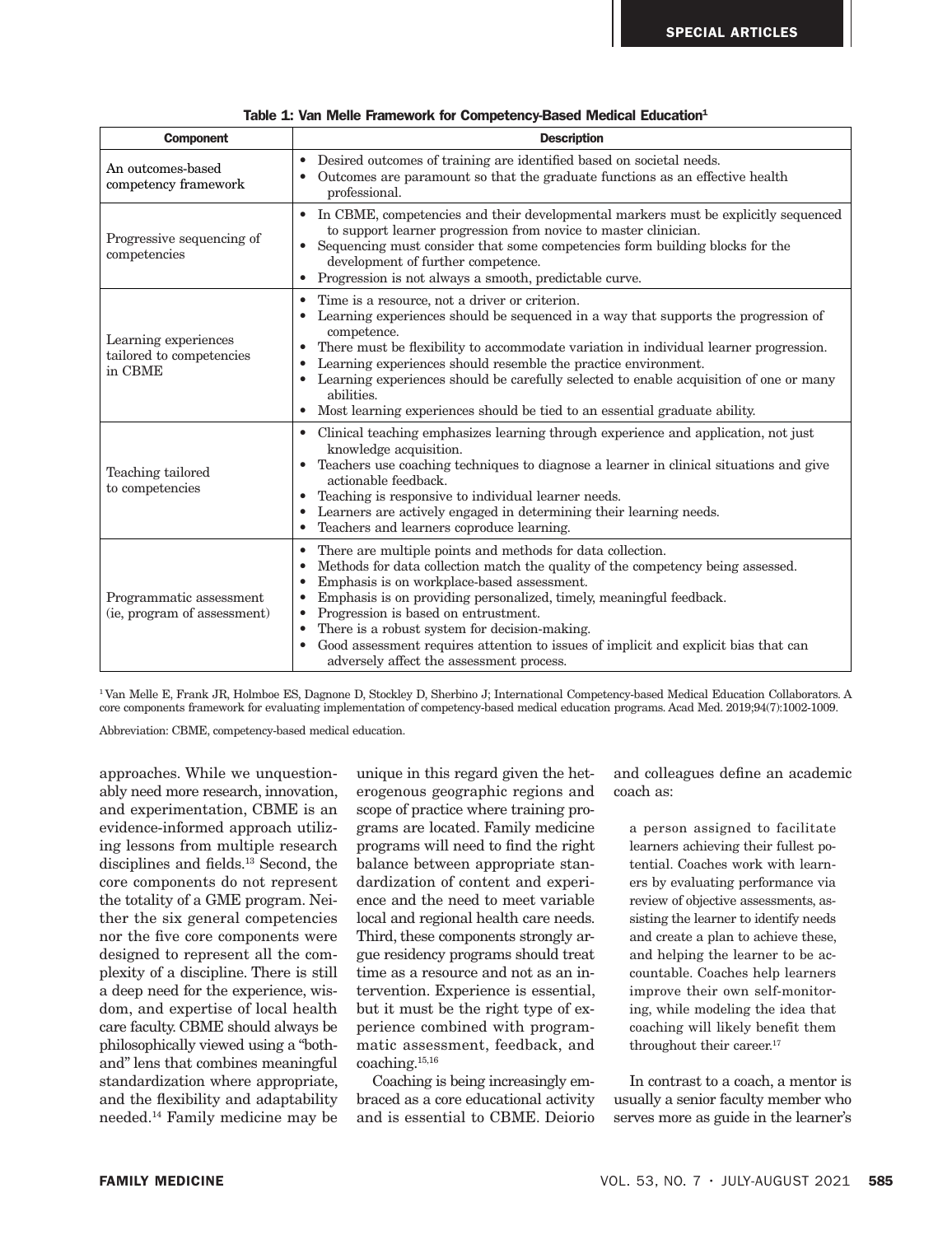**Table 1: Van Melle Framework for Competency-Based Medical Education[1]**

| Component | Description |
|---|---|
| An outcomes-based competency framework | • Desired outcomes of training are identified based on societal needs.<br>• Outcomes are paramount so that the graduate functions as an effective health professional. |
| Progressive sequencing of competencies | • In CBME, competencies and their developmental markers must be explicitly sequenced to support learner progression from novice to master clinician.<br>• Sequencing must consider that some competencies form building blocks for the development of further competence.<br>• Progression is not always a smooth, predictable curve. |
| Learning experiences tailored to competencies in CBME | • Time is a resource, not a driver or criterion.<br>• Learning experiences should be sequenced in a way that supports the progression of competence.<br>• There must be flexibility to accommodate variation in individual learner progression.<br>• Learning experiences should resemble the practice environment.<br>• Learning experiences should be carefully selected to enable acquisition of one or many abilities.<br>• Most learning experiences should be tied to an essential graduate ability. |
| Teaching tailored to competencies | • Clinical teaching emphasizes learning through experience and application, not just knowledge acquisition.<br>• Teachers use coaching techniques to diagnose a learner in clinical situations and give actionable feedback.<br>• Teaching is responsive to individual learner needs.<br>• Learners are actively engaged in determining their learning needs.<br>• Teachers and learners coproduce learning. |
| Programmatic assessment (ie, program of assessment) | • There are multiple points and methods for data collection.<br>• Methods for data collection match the quality of the competency being assessed.<br>• Emphasis is on workplace-based assessment.<br>• Emphasis is on providing personalized, timely, meaningful feedback.<br>• Progression is based on entrustment.<br>• There is a robust system for decision-making.<br>• Good assessment requires attention to issues of implicit and explicit bias that can adversely affect the assessment process. |

[1] Van Melle E, Frank JR, Holmboe ES, Dagnone D, Stockley D, Sherbino J; International Competency-based Medical Education Collaborators. A core components framework for evaluating implementation of competency-based medical education programs. Acad Med. 2019;94(7):1002-1009.

Abbreviation: CBME, competency-based medical education.

approaches. While we unquestionably need more research, innovation, and experimentation, CBME is an evidence-informed approach utilizing lessons from multiple research disciplines and fields.[13] Second, the core components do not represent the totality of a GME program. Neither the six general competencies nor the five core components were designed to represent all the complexity of a discipline. There is still a deep need for the experience, wisdom, and expertise of local health care faculty. CBME should always be philosophically viewed using a "both-and" lens that combines meaningful standardization where appropriate, and the flexibility and adaptability needed.[14] Family medicine may be unique in this regard given the heterogenous geographic regions and scope of practice where training programs are located. Family medicine programs will need to find the right balance between appropriate standardization of content and experience and the need to meet variable local and regional health care needs. Third, these components strongly argue residency programs should treat time as a resource and not as an intervention. Experience is essential, but it must be the right type of experience combined with programmatic assessment, feedback, and coaching.[15,16]

Coaching is being increasingly embraced as a core educational activity and is essential to CBME. Deiorio and colleagues define an academic coach as:

> a person assigned to facilitate learners achieving their fullest potential. Coaches work with learners by evaluating performance via review of objective assessments, assisting the learner to identify needs and create a plan to achieve these, and helping the learner to be accountable. Coaches help learners improve their own self-monitoring, while modeling the idea that coaching will likely benefit them throughout their career.[17]

In contrast to a coach, a mentor is usually a senior faculty member who serves more as guide in the learner's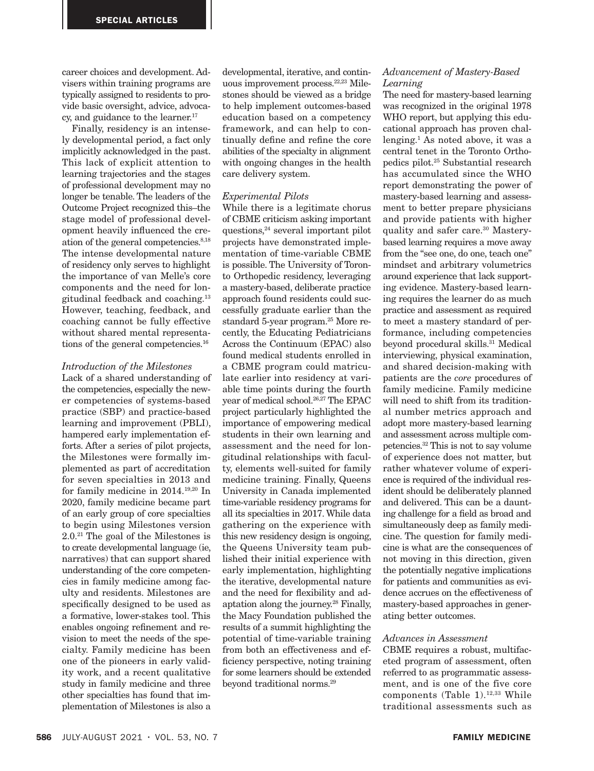career choices and development. Advisers within training programs are typically assigned to residents to provide basic oversight, advice, advocacy, and guidance to the learner.[17]

Finally, residency is an intensely developmental period, a fact only implicitly acknowledged in the past. This lack of explicit attention to learning trajectories and the stages of professional development may no longer be tenable. The leaders of the Outcome Project recognized this–the stage model of professional development heavily influenced the creation of the general competencies.[8,18] The intense developmental nature of residency only serves to highlight the importance of van Melle's core components and the need for longitudinal feedback and coaching.[13] However, teaching, feedback, and coaching cannot be fully effective without shared mental representations of the general competencies.[16]

### *Introduction of the Milestones*

Lack of a shared understanding of the competencies, especially the newer competencies of systems-based practice (SBP) and practice-based learning and improvement (PBLI), hampered early implementation efforts. After a series of pilot projects, the Milestones were formally implemented as part of accreditation for seven specialties in 2013 and for family medicine in 2014.[19,20] In 2020, family medicine became part of an early group of core specialties to begin using Milestones version 2.0.[21] The goal of the Milestones is to create developmental language (ie, narratives) that can support shared understanding of the core competencies in family medicine among faculty and residents. Milestones are specifically designed to be used as a formative, lower-stakes tool. This enables ongoing refinement and revision to meet the needs of the specialty. Family medicine has been one of the pioneers in early validity work, and a recent qualitative study in family medicine and three other specialties has found that implementation of Milestones is also a developmental, iterative, and continuous improvement process.[22,23] Milestones should be viewed as a bridge to help implement outcomes-based education based on a competency framework, and can help to continually define and refine the core abilities of the specialty in alignment with ongoing changes in the health care delivery system.

### *Experimental Pilots*

While there is a legitimate chorus of CBME criticism asking important questions,[24] several important pilot projects have demonstrated implementation of time-variable CBME is possible. The University of Toronto Orthopedic residency, leveraging a mastery-based, deliberate practice approach found residents could successfully graduate earlier than the standard 5-year program.[25] More recently, the Educating Pediatricians Across the Continuum (EPAC) also found medical students enrolled in a CBME program could matriculate earlier into residency at variable time points during the fourth year of medical school.[26,27] The EPAC project particularly highlighted the importance of empowering medical students in their own learning and assessment and the need for longitudinal relationships with faculty, elements well-suited for family medicine training. Finally, Queens University in Canada implemented time-variable residency programs for all its specialties in 2017. While data gathering on the experience with this new residency design is ongoing, the Queens University team published their initial experience with early implementation, highlighting the iterative, developmental nature and the need for flexibility and adaptation along the journey.[28] Finally, the Macy Foundation published the results of a summit highlighting the potential of time-variable training from both an effectiveness and efficiency perspective, noting training for some learners should be extended beyond traditional norms.[29]

### *Advancement of Mastery-Based Learning*

The need for mastery-based learning was recognized in the original 1978 WHO report, but applying this educational approach has proven challenging.[1] As noted above, it was a central tenet in the Toronto Orthopedics pilot.[25] Substantial research has accumulated since the WHO report demonstrating the power of mastery-based learning and assessment to better prepare physicians and provide patients with higher quality and safer care.[30] Mastery-based learning requires a move away from the "see one, do one, teach one" mindset and arbitrary volumetrics around experience that lack supporting evidence. Mastery-based learning requires the learner do as much practice and assessment as required to meet a mastery standard of performance, including competencies beyond procedural skills.[31] Medical interviewing, physical examination, and shared decision-making with patients are the *core* procedures of family medicine. Family medicine will need to shift from its traditional number metrics approach and adopt more mastery-based learning and assessment across multiple competencies.[32] This is not to say volume of experience does not matter, but rather whatever volume of experience is required of the individual resident should be deliberately planned and delivered. This can be a daunting challenge for a field as broad and simultaneously deep as family medicine. The question for family medicine is what are the consequences of not moving in this direction, given the potentially negative implications for patients and communities as evidence accrues on the effectiveness of mastery-based approaches in generating better outcomes.

### *Advances in Assessment*

CBME requires a robust, multifaceted program of assessment, often referred to as programmatic assessment, and is one of the five core components (Table 1).[12,33] While traditional assessments such as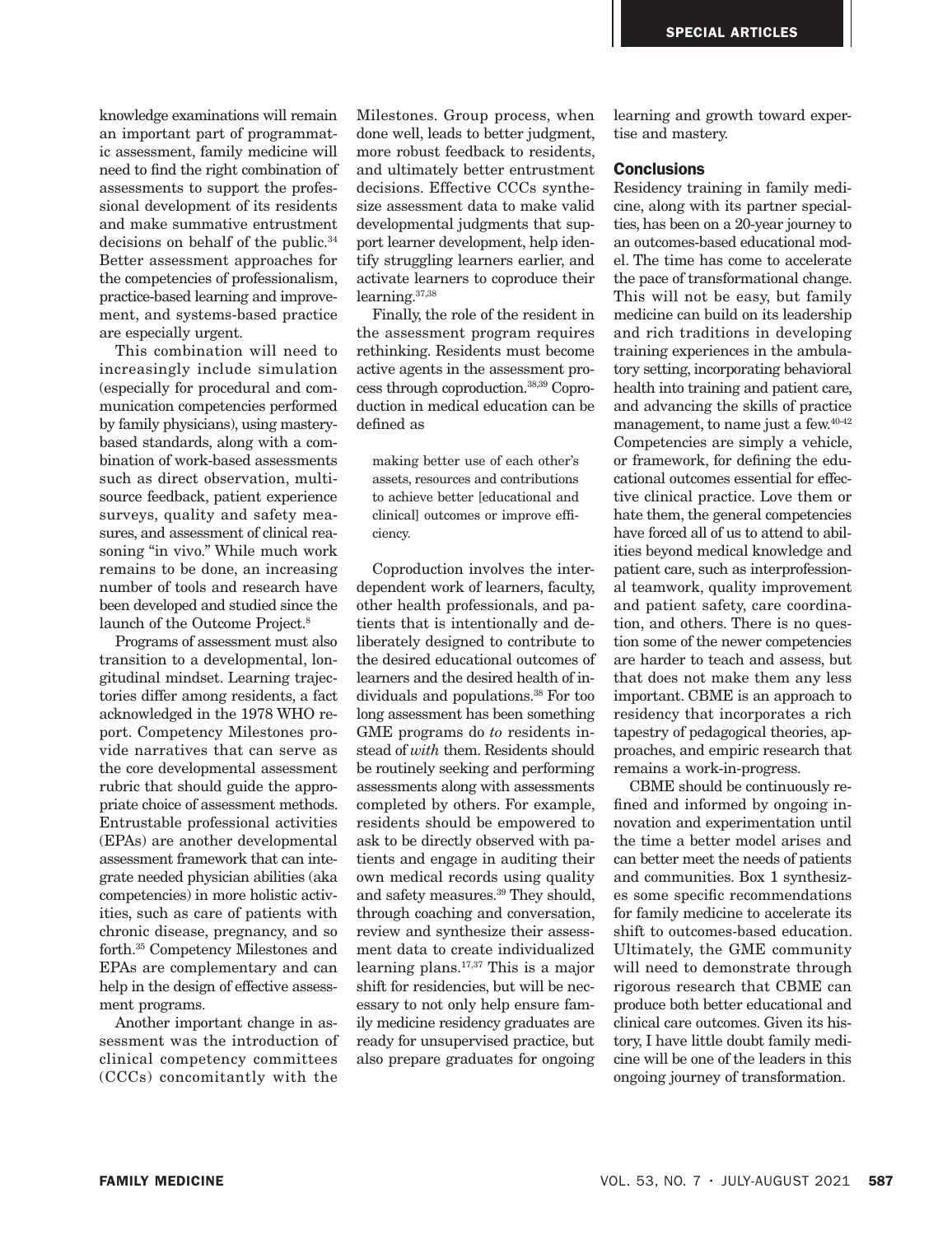knowledge examinations will remain an important part of programmatic assessment, family medicine will need to find the right combination of assessments to support the professional development of its residents and make summative entrustment decisions on behalf of the public.[34] Better assessment approaches for the competencies of professionalism, practice-based learning and improvement, and systems-based practice are especially urgent.

This combination will need to increasingly include simulation (especially for procedural and communication competencies performed by family physicians), using mastery-based standards, along with a combination of work-based assessments such as direct observation, multisource feedback, patient experience surveys, quality and safety measures, and assessment of clinical reasoning "in vivo." While much work remains to be done, an increasing number of tools and research have been developed and studied since the launch of the Outcome Project.[8]

Programs of assessment must also transition to a developmental, longitudinal mindset. Learning trajectories differ among residents, a fact acknowledged in the 1978 WHO report. Competency Milestones provide narratives that can serve as the core developmental assessment rubric that should guide the appropriate choice of assessment methods. Entrustable professional activities (EPAs) are another developmental assessment framework that can integrate needed physician abilities (aka competencies) in more holistic activities, such as care of patients with chronic disease, pregnancy, and so forth.[35] Competency Milestones and EPAs are complementary and can help in the design of effective assessment programs.

Another important change in assessment was the introduction of clinical competency committees (CCCs) concomitantly with the Milestones. Group process, when done well, leads to better judgment, more robust feedback to residents, and ultimately better entrustment decisions. Effective CCCs synthesize assessment data to make valid developmental judgments that support learner development, help identify struggling learners earlier, and activate learners to coproduce their learning.[37,38]

Finally, the role of the resident in the assessment program requires rethinking. Residents must become active agents in the assessment process through coproduction.[38,39] Coproduction in medical education can be defined as

> making better use of each other's assets, resources and contributions to achieve better [educational and clinical] outcomes or improve efficiency.

Coproduction involves the interdependent work of learners, faculty, other health professionals, and patients that is intentionally and deliberately designed to contribute to the desired educational outcomes of learners and the desired health of individuals and populations.[38] For too long assessment has been something GME programs do *to* residents instead of *with* them. Residents should be routinely seeking and performing assessments along with assessments completed by others. For example, residents should be empowered to ask to be directly observed with patients and engage in auditing their own medical records using quality and safety measures.[39] They should, through coaching and conversation, review and synthesize their assessment data to create individualized learning plans.[17,37] This is a major shift for residencies, but will be necessary to not only help ensure family medicine residency graduates are ready for unsupervised practice, but also prepare graduates for ongoing learning and growth toward expertise and mastery.

## Conclusions

Residency training in family medicine, along with its partner specialties, has been on a 20-year journey to an outcomes-based educational model. The time has come to accelerate the pace of transformational change. This will not be easy, but family medicine can build on its leadership and rich traditions in developing training experiences in the ambulatory setting, incorporating behavioral health into training and patient care, and advancing the skills of practice management, to name just a few.[40-42] Competencies are simply a vehicle, or framework, for defining the educational outcomes essential for effective clinical practice. Love them or hate them, the general competencies have forced all of us to attend to abilities beyond medical knowledge and patient care, such as interprofessional teamwork, quality improvement and patient safety, care coordination, and others. There is no question some of the newer competencies are harder to teach and assess, but that does not make them any less important. CBME is an approach to residency that incorporates a rich tapestry of pedagogical theories, approaches, and empiric research that remains a work-in-progress.

CBME should be continuously refined and informed by ongoing innovation and experimentation until the time a better model arises and can better meet the needs of patients and communities. Box 1 synthesizes some specific recommendations for family medicine to accelerate its shift to outcomes-based education. Ultimately, the GME community will need to demonstrate through rigorous research that CBME can produce both better educational and clinical care outcomes. Given its history, I have little doubt family medicine will be one of the leaders in this ongoing journey of transformation.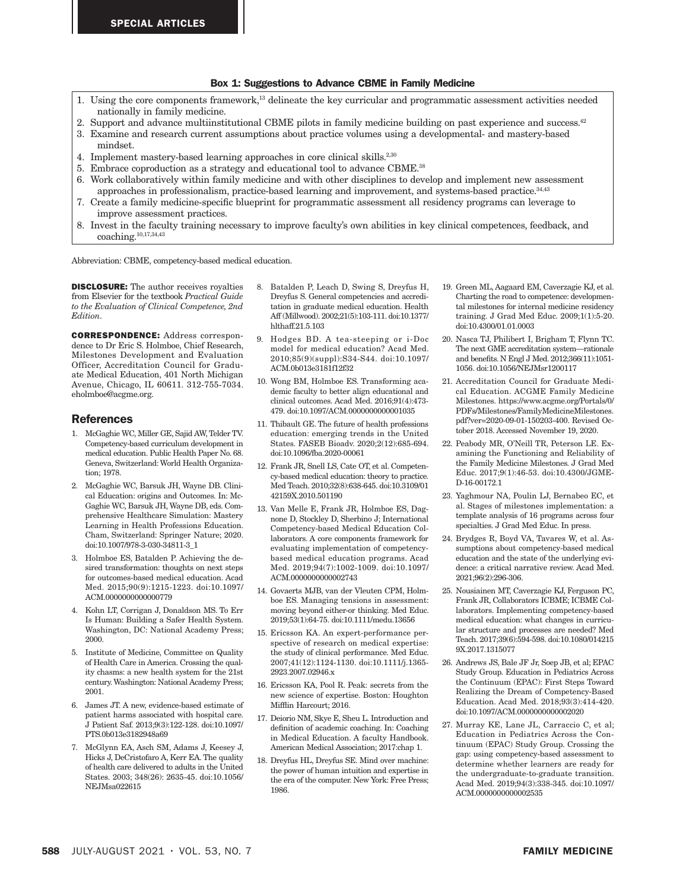### Box 1: Suggestions to Advance CBME in Family Medicine

1. Using the core components framework,[13] delineate the key curricular and programmatic assessment activities needed nationally in family medicine.
2. Support and advance multiinstitutional CBME pilots in family medicine building on past experience and success.[42]
3. Examine and research current assumptions about practice volumes using a developmental- and mastery-based mindset.
4. Implement mastery-based learning approaches in core clinical skills.[2,30]
5. Embrace coproduction as a strategy and educational tool to advance CBME.[38]
6. Work collaboratively within family medicine and with other disciplines to develop and implement new assessment approaches in professionalism, practice-based learning and improvement, and systems-based practice.[34,43]
7. Create a family medicine-specific blueprint for programmatic assessment all residency programs can leverage to improve assessment practices.
8. Invest in the faculty training necessary to improve faculty's own abilities in key clinical competences, feedback, and coaching.[10,17,34,43]

Abbreviation: CBME, competency-based medical education.

**DISCLOSURE:** The author receives royalties from Elsevier for the textbook *Practical Guide to the Evaluation of Clinical Competence, 2nd Edition.*

**CORRESPONDENCE:** Address correspondence to Dr Eric S. Holmboe, Chief Research, Milestones Development and Evaluation Officer, Accreditation Council for Graduate Medical Education, 401 North Michigan Avenue, Chicago, IL 60611. 312-755-7034. eholmboe@acgme.org.

## References

1. McGaghie WC, Miller GE, Sajid AW, Telder TV. Competency-based curriculum development in medical education. Public Health Paper No. 68. Geneva, Switzerland: World Health Organization; 1978.
2. McGaghie WC, Barsuk JH, Wayne DB. Clinical Education: origins and Outcomes. In: McGaghie WC, Barsuk JH, Wayne DB, eds. Comprehensive Healthcare Simulation: Mastery Learning in Health Professions Education. Cham, Switzerland: Springer Nature; 2020. doi:10.1007/978-3-030-34811-3_1
3. Holmboe ES, Batalden P. Achieving the desired transformation: thoughts on next steps for outcomes-based medical education. Acad Med. 2015;90(9):1215-1223. doi:10.1097/ACM.0000000000000779
4. Kohn LT, Corrigan J, Donaldson MS. To Err Is Human: Building a Safer Health System. Washington, DC: National Academy Press; 2000.
5. Institute of Medicine, Committee on Quality of Health Care in America. Crossing the quality chasms: a new health system for the 21st century. Washington: National Academy Press; 2001.
6. James JT. A new, evidence-based estimate of patient harms associated with hospital care. J Patient Saf. 2013;9(3):122-128. doi:10.1097/PTS.0b013e3182948a69
7. McGlynn EA, Asch SM, Adams J, Keesey J, Hicks J, DeCristofaro A, Kerr EA. The quality of health care delivered to adults in the United States. 2003; 348(26): 2635-45. doi:10.1056/NEJMsa022615
8. Batalden P, Leach D, Swing S, Dreyfus H, Dreyfus S. General competencies and accreditation in graduate medical education. Health Aff (Millwood). 2002;21(5):103-111. doi:10.1377/hlthaff.21.5.103
9. Hodges BD. A tea-steeping or i-Doc model for medical education? Acad Med. 2010;85(9)(suppl):S34-S44. doi:10.1097/ACM.0b013e3181f12f32
10. Wong BM, Holmboe ES. Transforming academic faculty to better align educational and clinical outcomes. Acad Med. 2016;91(4):473-479. doi:10.1097/ACM.0000000000001035
11. Thibault GE. The future of health professions education: emerging trends in the United States. FASEB Bioadv. 2020;2(12):685-694. doi:10.1096/fba.2020-00061
12. Frank JR, Snell LS, Cate OT, et al. Competency-based medical education: theory to practice. Med Teach. 2010;32(8):638-645. doi:10.3109/0142159X.2010.501190
13. Van Melle E, Frank JR, Holmboe ES, Dagnone D, Stockley D, Sherbino J; International Competency-based Medical Education Collaborators. A core components framework for evaluating implementation of competency-based medical education programs. Acad Med. 2019;94(7):1002-1009. doi:10.1097/ACM.0000000000002743
14. Govaerts MJB, van der Vleuten CPM, Holmboe ES. Managing tensions in assessment: moving beyond either-or thinking. Med Educ. 2019;53(1):64-75. doi:10.1111/medu.13656
15. Ericsson KA. An expert-performance perspective of research on medical expertise: the study of clinical performance. Med Educ. 2007;41(12):1124-1130. doi:10.1111/j.1365-2923.2007.02946.x
16. Ericsson KA, Pool R. Peak: secrets from the new science of expertise. Boston: Houghton Mifflin Harcourt; 2016.
17. Deiorio NM, Skye E, Sheu L. Introduction and definition of academic coaching. In: Coaching in Medical Education. A faculty Handbook. American Medical Association; 2017:chap 1.
18. Dreyfus HL, Dreyfus SE. Mind over machine: the power of human intuition and expertise in the era of the computer. New York: Free Press; 1986.
19. Green ML, Aagaard EM, Caverzagie KJ, et al. Charting the road to competence: developmental milestones for internal medicine residency training. J Grad Med Educ. 2009;1(1):5-20. doi:10.4300/01.01.0003
20. Nasca TJ, Philibert I, Brigham T, Flynn TC. The next GME accreditation system—rationale and benefits. N Engl J Med. 2012;366(11):1051-1056. doi:10.1056/NEJMsr1200117
21. Accreditation Council for Graduate Medical Education. ACGME Family Medicine Milestones. https://www.acgme.org/Portals/0/PDFs/Milestones/FamilyMedicineMilestones.pdf?ver=2020-09-01-150203-400. Revised October 2018. Accessed November 19, 2020.
22. Peabody MR, O'Neill TR, Peterson LE. Examining the Functioning and Reliability of the Family Medicine Milestones. J Grad Med Educ. 2017;9(1):46-53. doi:10.4300/JGME-D-16-00172.1
23. Yaghmour NA, Poulin LJ, Bernabeo EC, et al. Stages of milestones implementation: a template analysis of 16 programs across four specialties. J Grad Med Educ. In press.
24. Brydges R, Boyd VA, Tavares W, et al. Assumptions about competency-based medical education and the state of the underlying evidence: a critical narrative review. Acad Med. 2021;96(2):296-306.
25. Nousiainen MT, Caverzagie KJ, Ferguson PC, Frank JR, Collaborators ICBME; ICBME Collaborators. Implementing competency-based medical education: what changes in curricular structure and processes are needed? Med Teach. 2017;39(6):594-598. doi:10.1080/0142159X.2017.1315077
26. Andrews JS, Bale JF Jr, Soep JB, et al; EPAC Study Group. Education in Pediatrics Across the Continuum (EPAC): First Steps Toward Realizing the Dream of Competency-Based Education. Acad Med. 2018;93(3):414-420. doi:10.1097/ACM.0000000000002020
27. Murray KE, Lane JL, Carraccio C, et al; Education in Pediatrics Across the Continuum (EPAC) Study Group. Crossing the gap: using competency-based assessment to determine whether learners are ready for the undergraduate-to-graduate transition. Acad Med. 2019;94(3):338-345. doi:10.1097/ACM.0000000000002535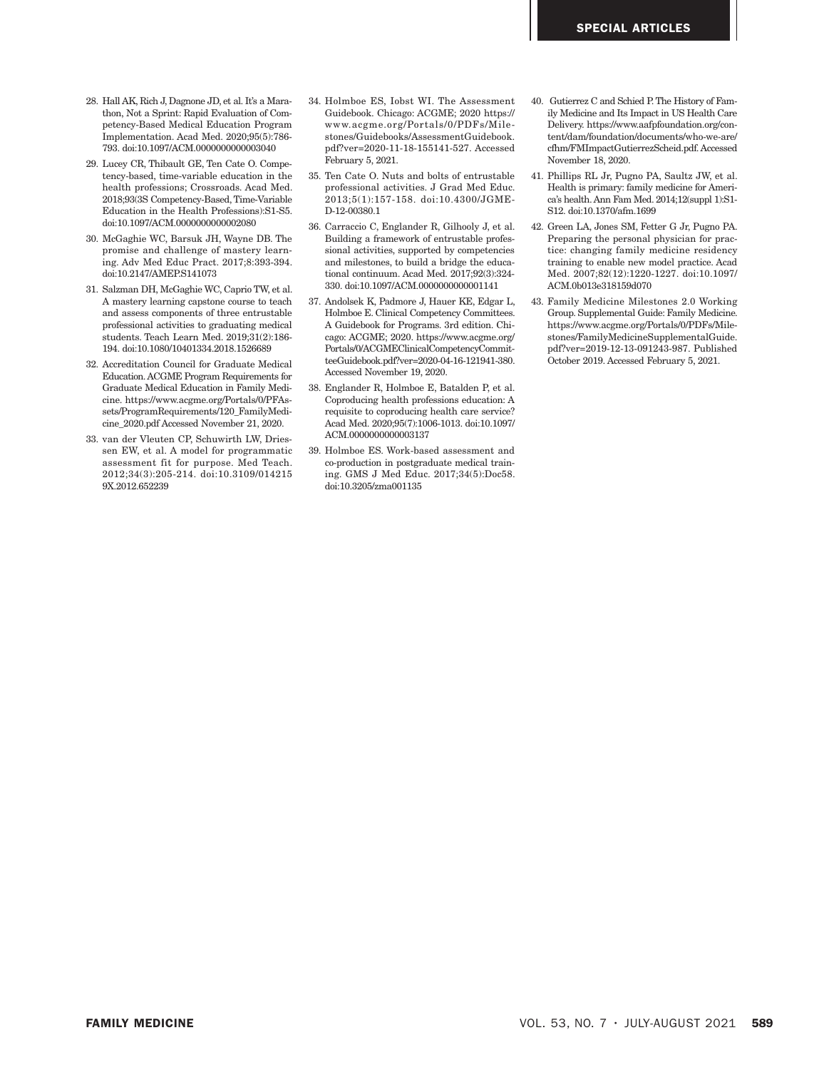28. Hall AK, Rich J, Dagnone JD, et al. It's a Marathon, Not a Sprint: Rapid Evaluation of Competency-Based Medical Education Program Implementation. Acad Med. 2020;95(5):786-793. doi:10.1097/ACM.0000000000003040

29. Lucey CR, Thibault GE, Ten Cate O. Competency-based, time-variable education in the health professions; Crossroads. Acad Med. 2018;93(3S Competency-Based, Time-Variable Education in the Health Professions):S1-S5. doi:10.1097/ACM.0000000000002080

30. McGaghie WC, Barsuk JH, Wayne DB. The promise and challenge of mastery learning. Adv Med Educ Pract. 2017;8:393-394. doi:10.2147/AMEP.S141073

31. Salzman DH, McGaghie WC, Caprio TW, et al. A mastery learning capstone course to teach and assess components of three entrustable professional activities to graduating medical students. Teach Learn Med. 2019;31(2):186-194. doi:10.1080/10401334.2018.1526689

32. Accreditation Council for Graduate Medical Education. ACGME Program Requirements for Graduate Medical Education in Family Medicine. https://www.acgme.org/Portals/0/PFAssets/ProgramRequirements/120_FamilyMedicine_2020.pdf Accessed November 21, 2020.

33. van der Vleuten CP, Schuwirth LW, Driessen EW, et al. A model for programmatic assessment fit for purpose. Med Teach. 2012;34(3):205-214. doi:10.3109/0142159X.2012.652239

34. Holmboe ES, Iobst WI. The Assessment Guidebook. Chicago: ACGME; 2020 https://www.acgme.org/Portals/0/PDFs/Milestones/Guidebooks/AssessmentGuidebook.pdf?ver=2020-11-18-155141-527. Accessed February 5, 2021.

35. Ten Cate O. Nuts and bolts of entrustable professional activities. J Grad Med Educ. 2013;5(1):157-158. doi:10.4300/JGME-D-12-00380.1

36. Carraccio C, Englander R, Gilhooly J, et al. Building a framework of entrustable professional activities, supported by competencies and milestones, to build a bridge the educational continuum. Acad Med. 2017;92(3):324-330. doi:10.1097/ACM.0000000000001141

37. Andolsek K, Padmore J, Hauer KE, Edgar L, Holmboe E. Clinical Competency Committees. A Guidebook for Programs. 3rd edition. Chicago: ACGME; 2020. https://www.acgme.org/Portals/0/ACGMEClinicalCompetencyCommitteeGuidebook.pdf?ver=2020-04-16-121941-380. Accessed November 19, 2020.

38. Englander R, Holmboe E, Batalden P, et al. Coproducing health professions education: A requisite to coproducing health care service? Acad Med. 2020;95(7):1006-1013. doi:10.1097/ACM.0000000000003137

39. Holmboe ES. Work-based assessment and co-production in postgraduate medical training. GMS J Med Educ. 2017;34(5):Doc58. doi:10.3205/zma001135

40. Gutierrez C and Schied P. The History of Family Medicine and Its Impact in US Health Care Delivery. https://www.aafpfoundation.org/content/dam/foundation/documents/who-we-are/cfhm/FMImpactGutierrezScheid.pdf. Accessed November 18, 2020.

41. Phillips RL Jr, Pugno PA, Saultz JW, et al. Health is primary: family medicine for America's health. Ann Fam Med. 2014;12(suppl 1):S1-S12. doi:10.1370/afm.1699

42. Green LA, Jones SM, Fetter G Jr, Pugno PA. Preparing the personal physician for practice: changing family medicine residency training to enable new model practice. Acad Med. 2007;82(12):1220-1227. doi:10.1097/ACM.0b013e318159d070

43. Family Medicine Milestones 2.0 Working Group. Supplemental Guide: Family Medicine. https://www.acgme.org/Portals/0/PDFs/Milestones/FamilyMedicineSupplementalGuide.pdf?ver=2019-12-13-091243-987. Published October 2019. Accessed February 5, 2021.